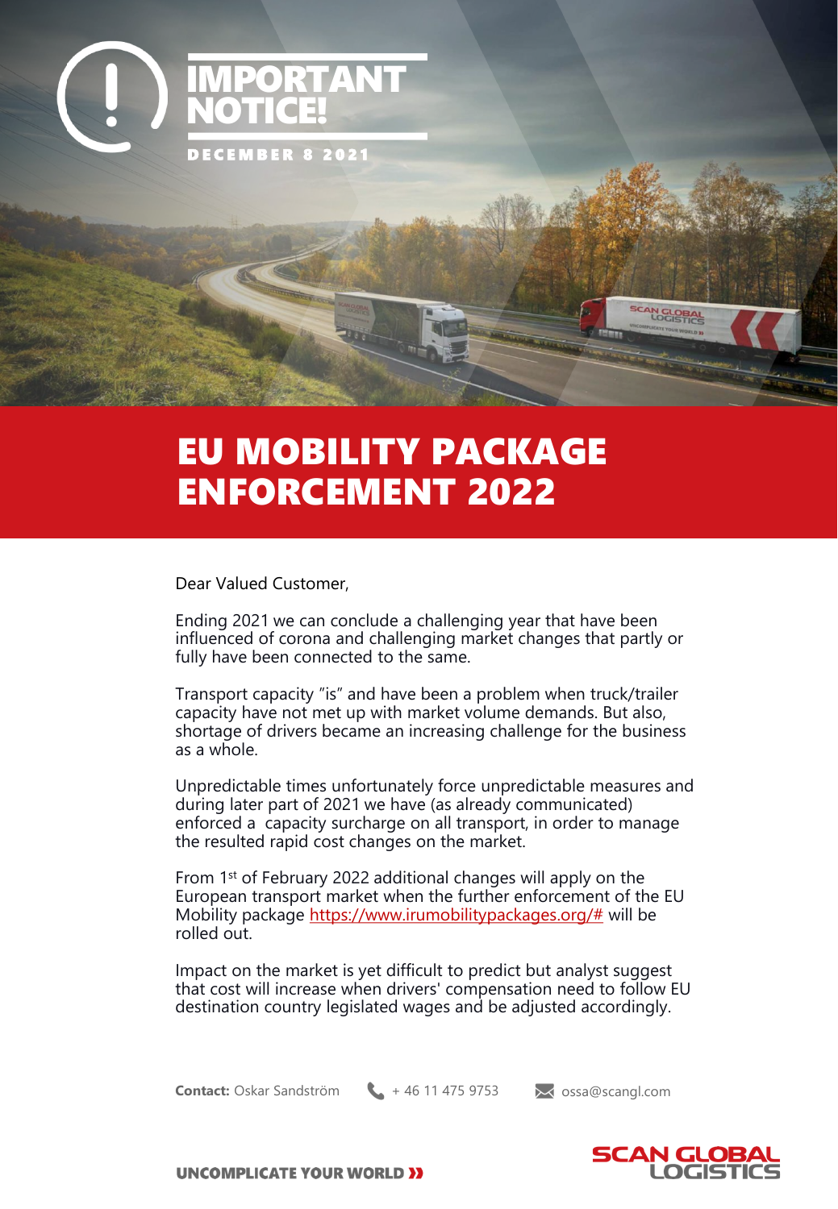# IMPORTANT NOTICE!

DECEMBER 8 2021

# EU MOBILITY PACKAGE ENFORCEMENT 2022

Dear Valued Customer,

Ending 2021 we can conclude a challenging year that have been influenced of corona and challenging market changes that partly or fully have been connected to the same.

Transport capacity "is" and have been a problem when truck/trailer capacity have not met up with market volume demands. But also, shortage of drivers became an increasing challenge for the business as a whole.

Unpredictable times unfortunately force unpredictable measures and during later part of 2021 we have (as already communicated) enforced a capacity surcharge on all transport, in order to manage the resulted rapid cost changes on the market.

From 1st of February 2022 additional changes will apply on the European transport market when the further enforcement of the EU Mobility package https://www.irumobilitypackages.org/# will be rolled out.

Impact on the market is yet difficult to predict but analyst suggest that cost will increase when drivers' compensation need to follow EU destination country legislated wages and be adjusted accordingly.

**Contact:** Oskar Sandström + 46 11 475 9753 ossa@scangl.com

UNCOMPLICATE YOUR WORLD

SCAN GLOBAL LOGISTICS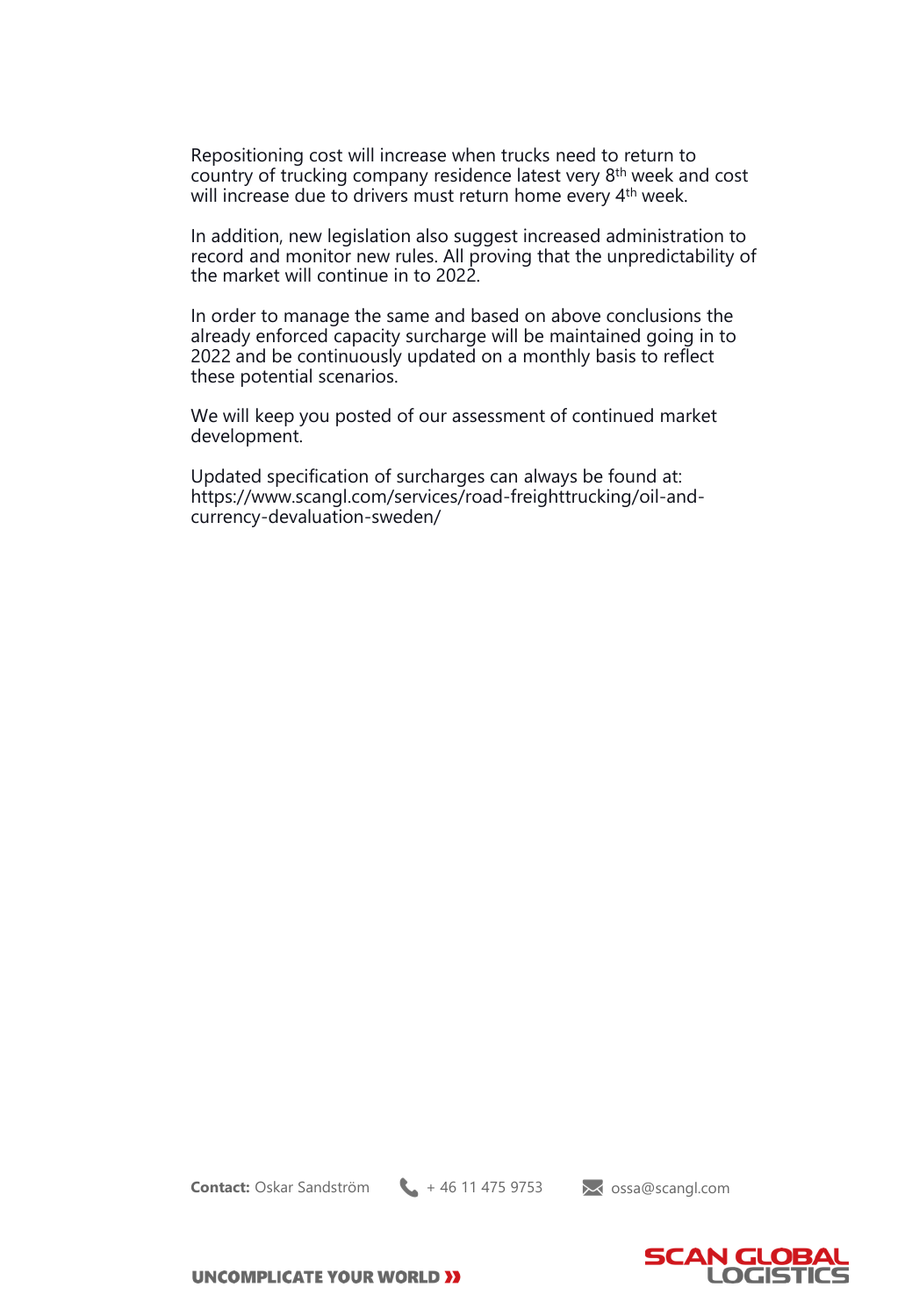Repositioning cost will increase when trucks need to return to country of trucking company residence latest very 8th week and cost will increase due to drivers must return home every 4th week.

In addition, new legislation also suggest increased administration to record and monitor new rules. All proving that the unpredictability of the market will continue in to 2022.

In order to manage the same and based on above conclusions the already enforced capacity surcharge will be maintained going in to 2022 and be continuously updated on a monthly basis to reflect these potential scenarios.

We will keep you posted of our assessment of continued market development.

Updated specification of surcharges can always be found at:
https://www.scangl.com/services/road-freighttrucking/oil-and-currency-devaluation-sweden/

**Contact:** Oskar Sandström + 46 11 475 9753 ossa@scangl.com

UNCOMPLICATE YOUR WORLD

SCAN GLOBAL LOGISTICS